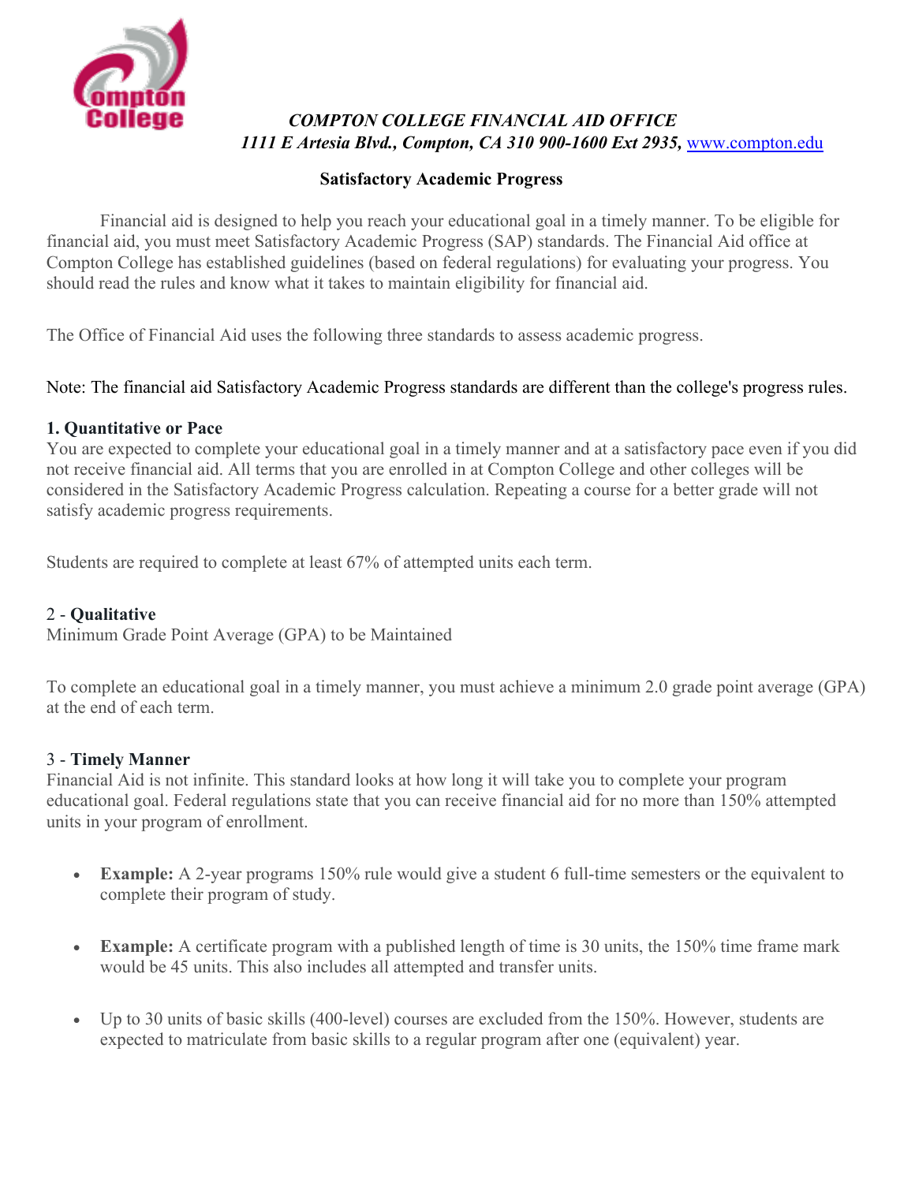***COMPTON COLLEGE FINANCIAL AID OFFICE***
***1111 E Artesia Blvd., Compton, CA 310 900-1600 Ext 2935,*** [www.compton.edu](http://www.compton.edu)

## Satisfactory Academic Progress

Financial aid is designed to help you reach your educational goal in a timely manner. To be eligible for financial aid, you must meet Satisfactory Academic Progress (SAP) standards. The Financial Aid office at Compton College has established guidelines (based on federal regulations) for evaluating your progress. You should read the rules and know what it takes to maintain eligibility for financial aid.

The Office of Financial Aid uses the following three standards to assess academic progress.

Note: The financial aid Satisfactory Academic Progress standards are different than the college's progress rules.

### 1. Quantitative or Pace

You are expected to complete your educational goal in a timely manner and at a satisfactory pace even if you did not receive financial aid. All terms that you are enrolled in at Compton College and other colleges will be considered in the Satisfactory Academic Progress calculation. Repeating a course for a better grade will not satisfy academic progress requirements.

Students are required to complete at least 67% of attempted units each term.

### 2 - **Qualitative**

Minimum Grade Point Average (GPA) to be Maintained

To complete an educational goal in a timely manner, you must achieve a minimum 2.0 grade point average (GPA) at the end of each term.

### 3 - **Timely Manner**

Financial Aid is not infinite. This standard looks at how long it will take you to complete your program educational goal. Federal regulations state that you can receive financial aid for no more than 150% attempted units in your program of enrollment.

- **Example:** A 2-year programs 150% rule would give a student 6 full-time semesters or the equivalent to complete their program of study.
- **Example:** A certificate program with a published length of time is 30 units, the 150% time frame mark would be 45 units. This also includes all attempted and transfer units.
- Up to 30 units of basic skills (400-level) courses are excluded from the 150%. However, students are expected to matriculate from basic skills to a regular program after one (equivalent) year.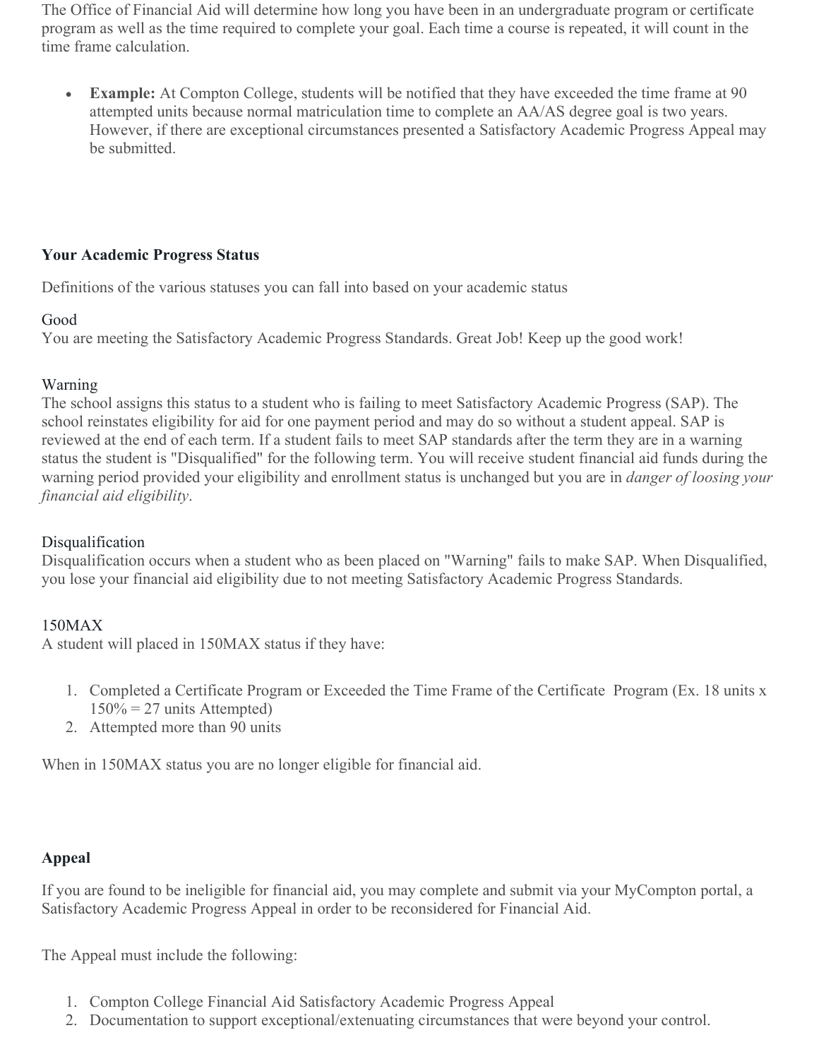The Office of Financial Aid will determine how long you have been in an undergraduate program or certificate program as well as the time required to complete your goal. Each time a course is repeated, it will count in the time frame calculation.

- **Example:** At Compton College, students will be notified that they have exceeded the time frame at 90 attempted units because normal matriculation time to complete an AA/AS degree goal is two years. However, if there are exceptional circumstances presented a Satisfactory Academic Progress Appeal may be submitted.

### Your Academic Progress Status

Definitions of the various statuses you can fall into based on your academic status

Good
You are meeting the Satisfactory Academic Progress Standards. Great Job! Keep up the good work!

Warning
The school assigns this status to a student who is failing to meet Satisfactory Academic Progress (SAP). The school reinstates eligibility for aid for one payment period and may do so without a student appeal. SAP is reviewed at the end of each term. If a student fails to meet SAP standards after the term they are in a warning status the student is "Disqualified" for the following term. You will receive student financial aid funds during the warning period provided your eligibility and enrollment status is unchanged but you are in *danger of loosing your financial aid eligibility*.

Disqualification
Disqualification occurs when a student who as been placed on "Warning" fails to make SAP. When Disqualified, you lose your financial aid eligibility due to not meeting Satisfactory Academic Progress Standards.

150MAX
A student will placed in 150MAX status if they have:

1. Completed a Certificate Program or Exceeded the Time Frame of the Certificate Program (Ex. 18 units x 150% = 27 units Attempted)
2. Attempted more than 90 units

When in 150MAX status you are no longer eligible for financial aid.

### Appeal

If you are found to be ineligible for financial aid, you may complete and submit via your MyCompton portal, a Satisfactory Academic Progress Appeal in order to be reconsidered for Financial Aid.

The Appeal must include the following:

1. Compton College Financial Aid Satisfactory Academic Progress Appeal
2. Documentation to support exceptional/extenuating circumstances that were beyond your control.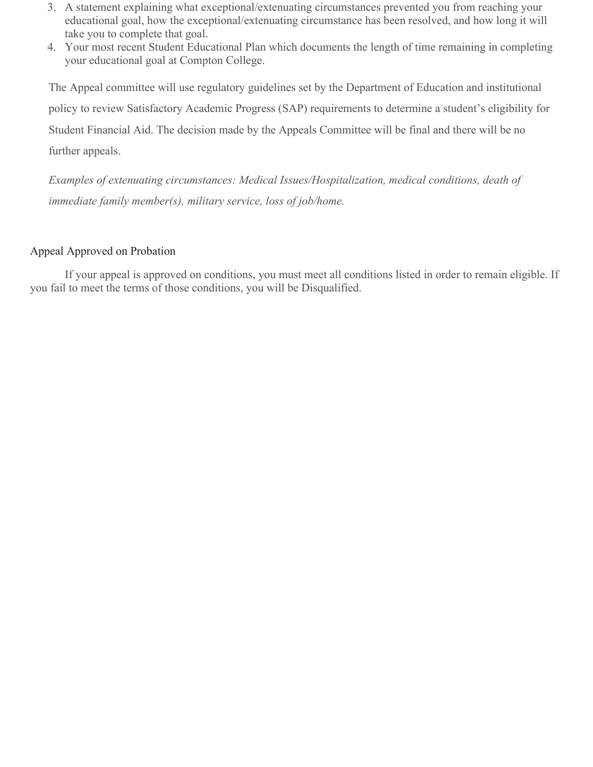3. A statement explaining what exceptional/extenuating circumstances prevented you from reaching your educational goal, how the exceptional/extenuating circumstance has been resolved, and how long it will take you to complete that goal.
4. Your most recent Student Educational Plan which documents the length of time remaining in completing your educational goal at Compton College.

The Appeal committee will use regulatory guidelines set by the Department of Education and institutional policy to review Satisfactory Academic Progress (SAP) requirements to determine a student's eligibility for Student Financial Aid. The decision made by the Appeals Committee will be final and there will be no further appeals.

*Examples of extenuating circumstances: Medical Issues/Hospitalization, medical conditions, death of immediate family member(s), military service, loss of job/home.*

## Appeal Approved on Probation

If your appeal is approved on conditions, you must meet all conditions listed in order to remain eligible. If you fail to meet the terms of those conditions, you will be Disqualified.